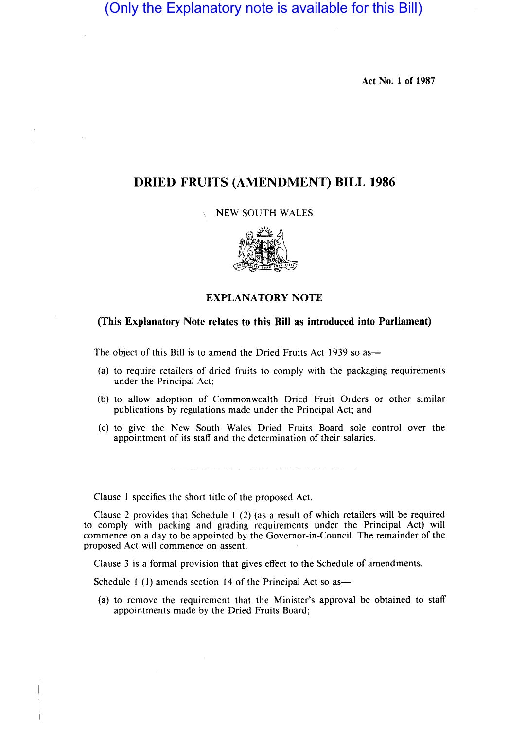(Only the Explanatory note is available for this Bill)

Act No. 1 of 1987

# DRIED FRUITS (AMENDMENT) BILL 1986

NEW SOUTH WALES

## EXPLANATORY NOTE

### (This Explanatory Note relates to this Bill as introduced into Parliament)

The object of this Bill is to amend the Dried Fruits Act 1939 so as—

(a) to require retailers of dried fruits to comply with the packaging requirements under the Principal Act;

(b) to allow adoption of Commonwealth Dried Fruit Orders or other similar publications by regulations made under the Principal Act; and

(c) to give the New South Wales Dried Fruits Board sole control over the appointment of its staff and the determination of their salaries.

---

Clause 1 specifies the short title of the proposed Act.

Clause 2 provides that Schedule 1 (2) (as a result of which retailers will be required to comply with packing and grading requirements under the Principal Act) will commence on a day to be appointed by the Governor-in-Council. The remainder of the proposed Act will commence on assent.

Clause 3 is a formal provision that gives effect to the Schedule of amendments.

Schedule 1 (1) amends section 14 of the Principal Act so as—

(a) to remove the requirement that the Minister's approval be obtained to staff appointments made by the Dried Fruits Board;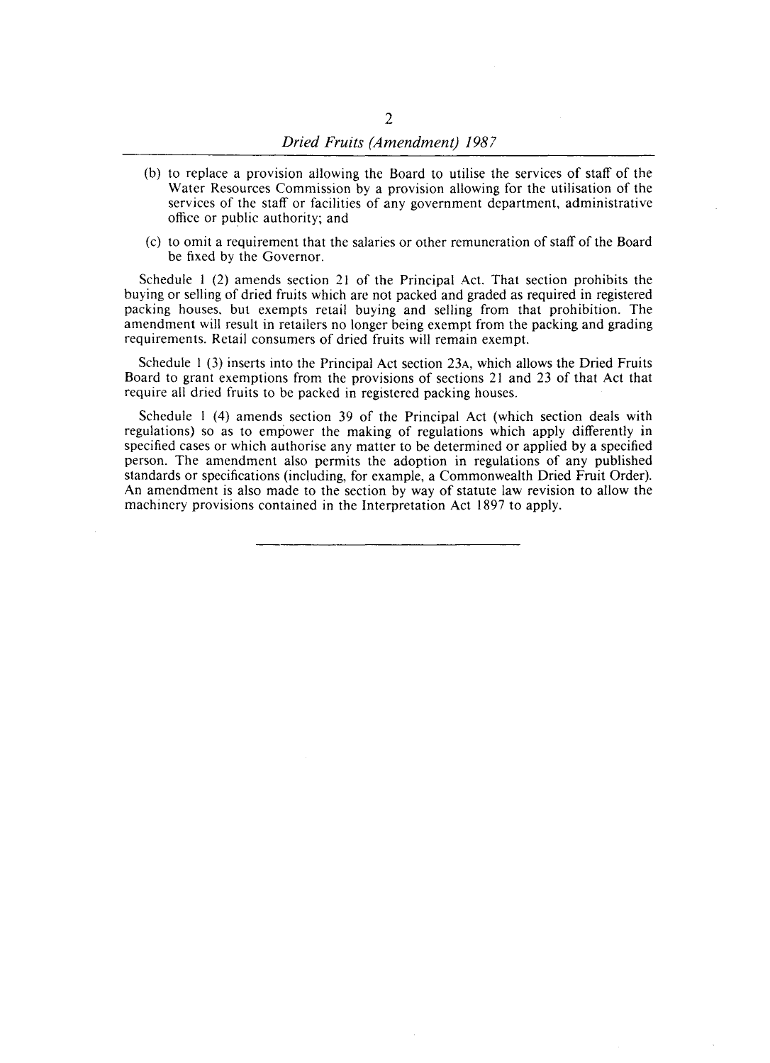(b) to replace a provision allowing the Board to utilise the services of staff of the Water Resources Commission by a provision allowing for the utilisation of the services of the staff or facilities of any government department, administrative office or public authority; and

(c) to omit a requirement that the salaries or other remuneration of staff of the Board be fixed by the Governor.

Schedule 1 (2) amends section 21 of the Principal Act. That section prohibits the buying or selling of dried fruits which are not packed and graded as required in registered packing houses, but exempts retail buying and selling from that prohibition. The amendment will result in retailers no longer being exempt from the packing and grading requirements. Retail consumers of dried fruits will remain exempt.

Schedule 1 (3) inserts into the Principal Act section 23A, which allows the Dried Fruits Board to grant exemptions from the provisions of sections 21 and 23 of that Act that require all dried fruits to be packed in registered packing houses.

Schedule 1 (4) amends section 39 of the Principal Act (which section deals with regulations) so as to empower the making of regulations which apply differently in specified cases or which authorise any matter to be determined or applied by a specified person. The amendment also permits the adoption in regulations of any published standards or specifications (including, for example, a Commonwealth Dried Fruit Order). An amendment is also made to the section by way of statute law revision to allow the machinery provisions contained in the Interpretation Act 1897 to apply.